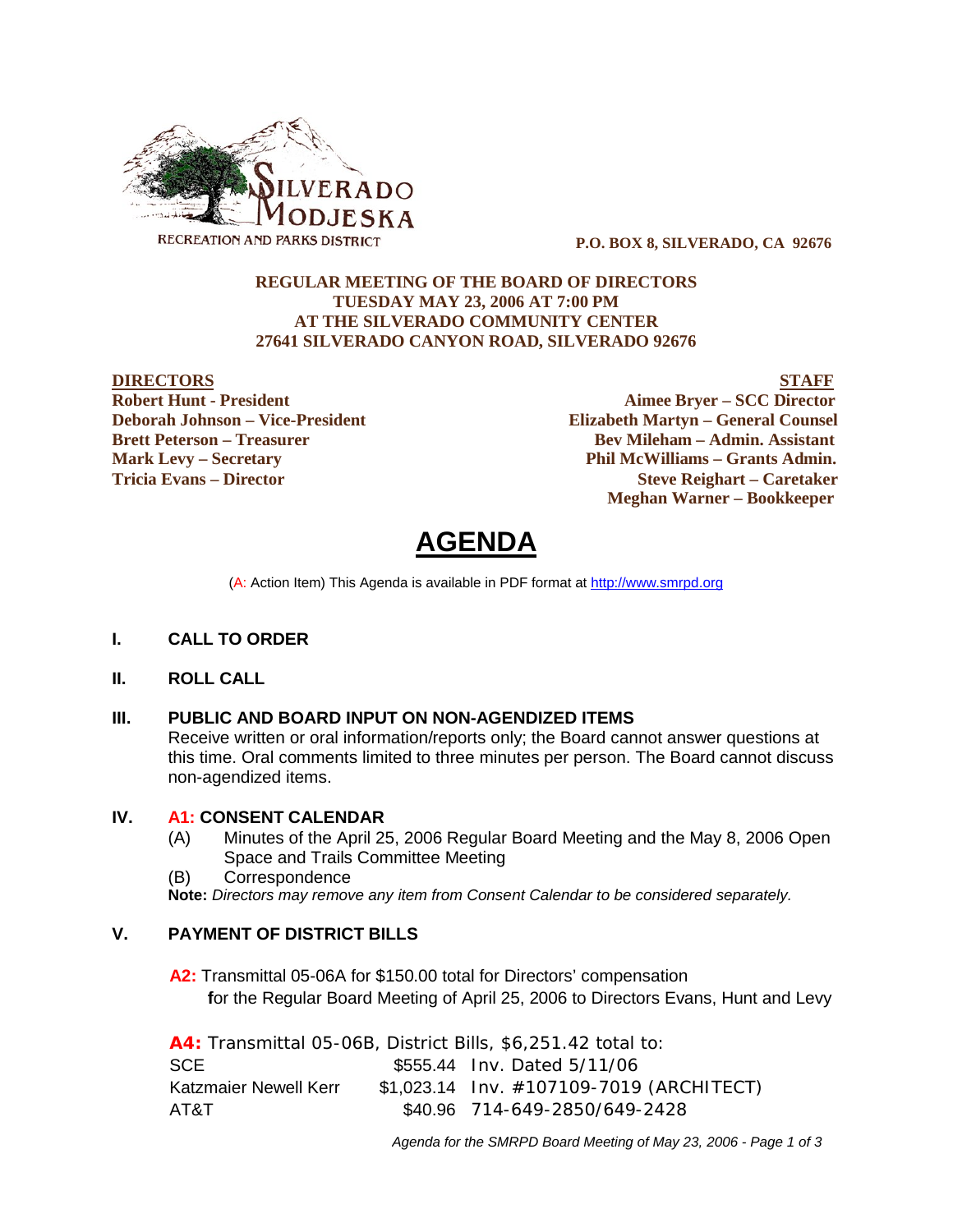SILVERADO MODJESKA RECREATION AND PARKS DISTRICT

**P.O. BOX 8, SILVERADO, CA 92676**

**REGULAR MEETING OF THE BOARD OF DIRECTORS**
**TUESDAY MAY 23, 2006 AT 7:00 PM**
**AT THE SILVERADO COMMUNITY CENTER**
**27641 SILVERADO CANYON ROAD, SILVERADO 92676**

| **DIRECTORS** | **STAFF** |
|---|---|
| **Robert Hunt - President** | **Aimee Bryer – SCC Director** |
| **Deborah Johnson – Vice-President** | **Elizabeth Martyn – General Counsel** |
| **Brett Peterson – Treasurer** | **Bev Mileham – Admin. Assistant** |
| **Mark Levy – Secretary** | **Phil McWilliams – Grants Admin.** |
| **Tricia Evans – Director** | **Steve Reighart – Caretaker** |
| | **Meghan Warner – Bookkeeper** |

# AGENDA

(A: Action Item) This Agenda is available in PDF format at http://www.smrpd.org

## I. CALL TO ORDER

## II. ROLL CALL

## III. PUBLIC AND BOARD INPUT ON NON-AGENDIZED ITEMS

Receive written or oral information/reports only; the Board cannot answer questions at this time. Oral comments limited to three minutes per person. The Board cannot discuss non-agendized items.

## IV. A1: CONSENT CALENDAR

(A) Minutes of the April 25, 2006 Regular Board Meeting and the May 8, 2006 Open Space and Trails Committee Meeting

(B) Correspondence

**Note:** *Directors may remove any item from Consent Calendar to be considered separately.*

## V. PAYMENT OF DISTRICT BILLS

**A2:** Transmittal 05-06A for $150.00 total for Directors' compensation for the Regular Board Meeting of April 25, 2006 to Directors Evans, Hunt and Levy

**A4:** Transmittal 05-06B, District Bills, $6,251.42 total to:

| | | |
|---|---|---|
| SCE | $555.44 | Inv. Dated 5/11/06 |
| Katzmaier Newell Kerr | $1,023.14 | Inv. #107109-7019 (ARCHITECT) |
| AT&T | $40.96 | 714-649-2850/649-2428 |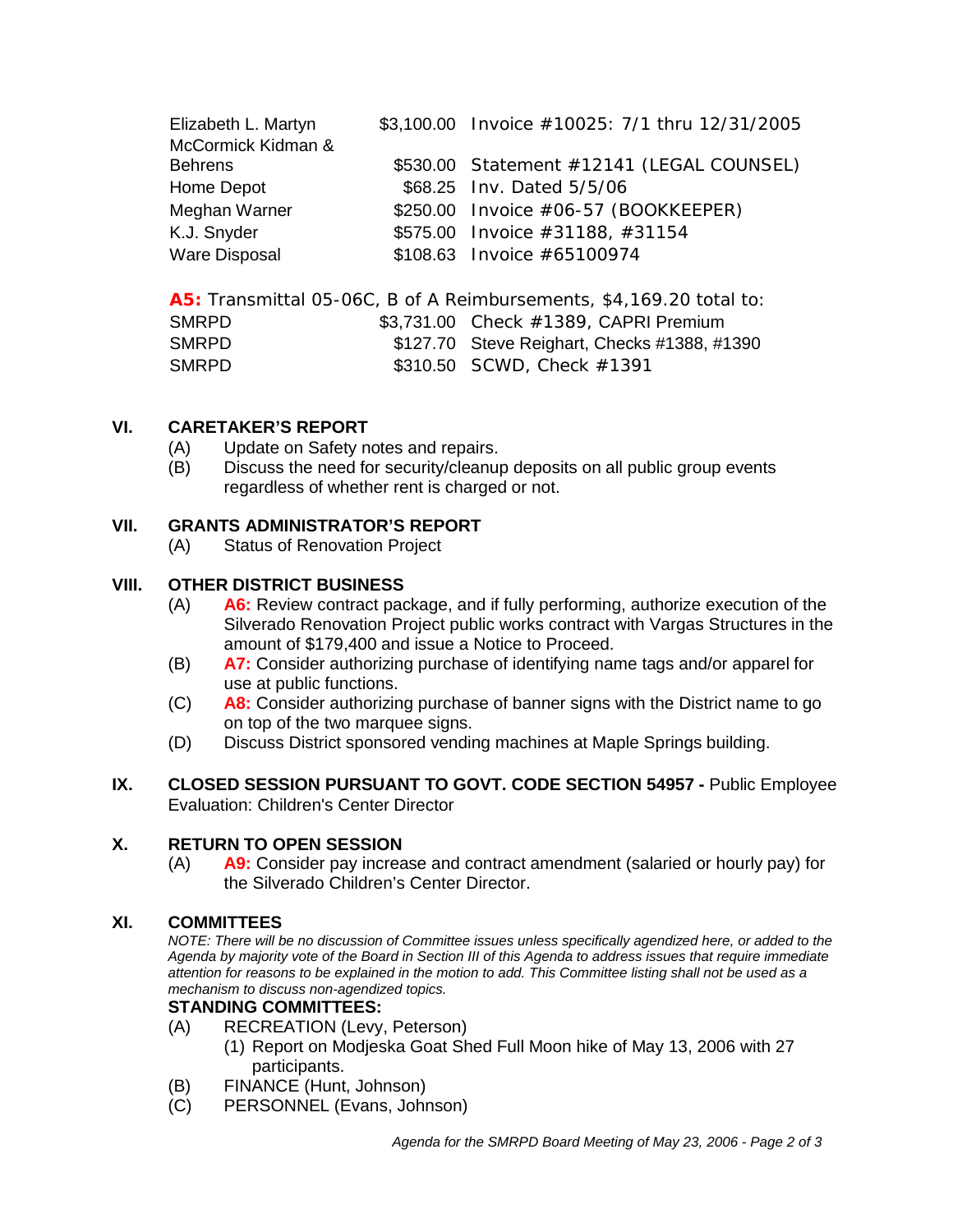| | | |
|---|---|---|
| Elizabeth L. Martyn | $3,100.00 | Invoice #10025: 7/1 thru 12/31/2005 |
| McCormick Kidman & Behrens | $530.00 | Statement #12141 (LEGAL COUNSEL) |
| Home Depot | $68.25 | Inv. Dated 5/5/06 |
| Meghan Warner | $250.00 | Invoice #06-57 (BOOKKEEPER) |
| K.J. Snyder | $575.00 | Invoice #31188, #31154 |
| Ware Disposal | $108.63 | Invoice #65100974 |

**A5:** Transmittal 05-06C, B of A Reimbursements, $4,169.20 total to:

| | | |
|---|---|---|
| SMRPD | $3,731.00 | Check #1389, CAPRI Premium |
| SMRPD | $127.70 | Steve Reighart, Checks #1388, #1390 |
| SMRPD | $310.50 | SCWD, Check #1391 |

## VI. CARETAKER'S REPORT

(A) Update on Safety notes and repairs.

(B) Discuss the need for security/cleanup deposits on all public group events regardless of whether rent is charged or not.

## VII. GRANTS ADMINISTRATOR'S REPORT

(A) Status of Renovation Project

## VIII. OTHER DISTRICT BUSINESS

(A) **A6:** Review contract package, and if fully performing, authorize execution of the Silverado Renovation Project public works contract with Vargas Structures in the amount of $179,400 and issue a Notice to Proceed.

(B) **A7:** Consider authorizing purchase of identifying name tags and/or apparel for use at public functions.

(C) **A8:** Consider authorizing purchase of banner signs with the District name to go on top of the two marquee signs.

(D) Discuss District sponsored vending machines at Maple Springs building.

## IX. CLOSED SESSION PURSUANT TO GOVT. CODE SECTION 54957 - Public Employee Evaluation: Children's Center Director

## X. RETURN TO OPEN SESSION

(A) **A9:** Consider pay increase and contract amendment (salaried or hourly pay) for the Silverado Children's Center Director.

## XI. COMMITTEES

*NOTE: There will be no discussion of Committee issues unless specifically agendized here, or added to the Agenda by majority vote of the Board in Section III of this Agenda to address issues that require immediate attention for reasons to be explained in the motion to add. This Committee listing shall not be used as a mechanism to discuss non-agendized topics.*

**STANDING COMMITTEES:**

(A) RECREATION (Levy, Peterson)
   (1) Report on Modjeska Goat Shed Full Moon hike of May 13, 2006 with 27 participants.

(B) FINANCE (Hunt, Johnson)

(C) PERSONNEL (Evans, Johnson)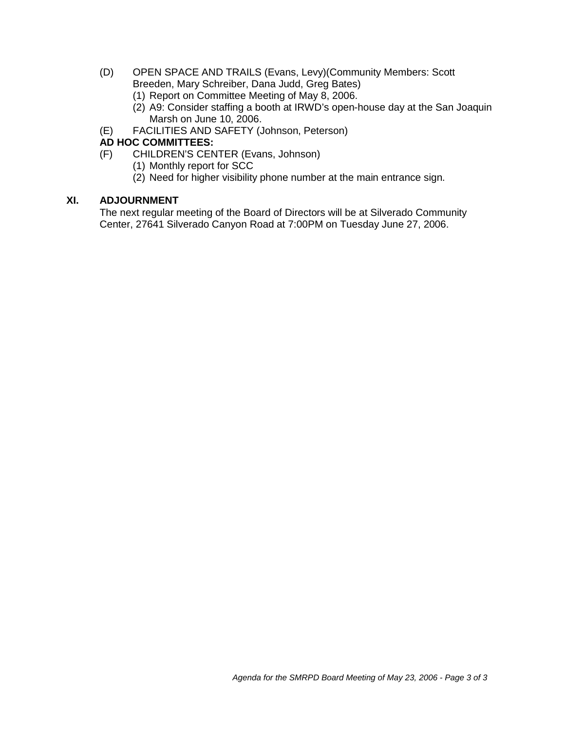(D) OPEN SPACE AND TRAILS (Evans, Levy)(Community Members: Scott Breeden, Mary Schreiber, Dana Judd, Greg Bates)

(1) Report on Committee Meeting of May 8, 2006.

(2) A9: Consider staffing a booth at IRWD's open-house day at the San Joaquin Marsh on June 10, 2006.

(E) FACILITIES AND SAFETY (Johnson, Peterson)

**AD HOC COMMITTEES:**

(F) CHILDREN'S CENTER (Evans, Johnson)

(1) Monthly report for SCC

(2) Need for higher visibility phone number at the main entrance sign.

## XI. ADJOURNMENT

The next regular meeting of the Board of Directors will be at Silverado Community Center, 27641 Silverado Canyon Road at 7:00PM on Tuesday June 27, 2006.